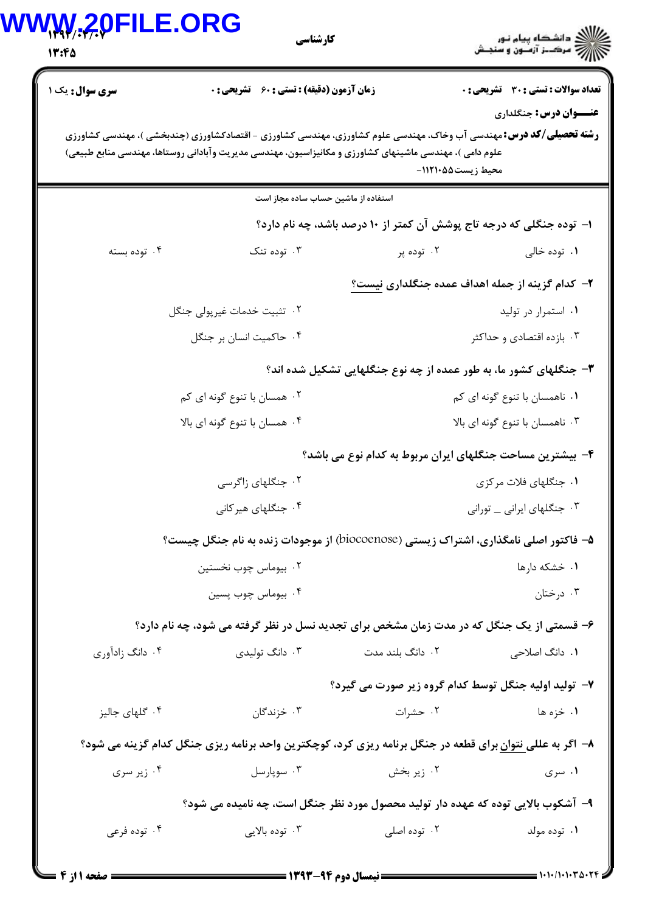**تعداد سوالات : تستی : ۳۰   تشریحی : ۰**   **زمان آزمون (دقیقه) : تستی : ۶۰   تشریحی : ۰**   **سری سوال : یک ۱**

**عنـــوان درس:** جنگلداری

**رشته تحصیلی/کد درس:** مهندسی آب وخاک، مهندسی علوم کشاورزی، مهندسی کشاورزی - اقتصادکشاورزی (چندبخشی )، مهندسی کشاورزی علوم دامی )، مهندسی ماشینهای کشاورزی و مکانیزاسیون، مهندسی مدیریت وآبادانی روستاها، مهندسی منابع طبیعی) محیط زیست۱۱۲۱۰۵۵-

استفاده از ماشین حساب ساده مجاز است

۱- توده جنگلی که درجه تاج پوشش آن کمتر از ۱۰ درصد باشد، چه نام دارد؟

۱. توده خالی   ۲. توده پر   ۳. توده تنک   ۴. توده بسته

۲- کدام گزینه از جمله اهداف عمده جنگلداری نیست؟

۱. استمرار در تولید   ۲. تثبیت خدمات غیرپولی جنگل   ۳. بازده اقتصادی و حداکثر   ۴. حاکمیت انسان بر جنگل

۳- جنگلهای کشور ما، به طور عمده از چه نوع جنگلهایی تشکیل شده اند؟

۱. ناهمسان با تنوع گونه ای کم   ۲. همسان با تنوع گونه ای کم   ۳. ناهمسان با تنوع گونه ای بالا   ۴. همسان با تنوع گونه ای بالا

۴- بیشترین مساحت جنگلهای ایران مربوط به کدام نوع می باشد؟

۱. جنگلهای فلات مرکزی   ۲. جنگلهای زاگرسی   ۳. جنگلهای ایرانی ـ تورانی   ۴. جنگلهای هیرکانی

۵- فاکتور اصلی نامگذاری، اشتراک زیستی (biocoenose) از موجودات زنده به نام جنگل چیست؟

۱. خشکه دارها   ۲. بیوماس چوب نخستین   ۳. درختان   ۴. بیوماس چوب پسین

۶- قسمتی از یک جنگل که در مدت زمان مشخص برای تجدید نسل در نظر گرفته می شود، چه نام دارد؟

۱. دانگ اصلاحی   ۲. دانگ بلند مدت   ۳. دانگ تولیدی   ۴. دانگ زادآوری

۷- تولید اولیه جنگل توسط کدام گروه زیر صورت می گیرد؟

۱. خزه ها   ۲. حشرات   ۳. خزندگان   ۴. گلهای جالیز

۸- اگر به عللی نتوان برای قطعه در جنگل برنامه ریزی کرد، کوچکترین واحد برنامه ریزی جنگل کدام گزینه می شود؟

۱. سری   ۲. زیر بخش   ۳. سوپارسل   ۴. زیر سری

۹- آشکوب بالایی توده که عهده دار تولید محصول مورد نظر جنگل است، چه نامیده می شود؟

۱. توده مولد   ۲. توده اصلی   ۳. توده بالایی   ۴. توده فرعی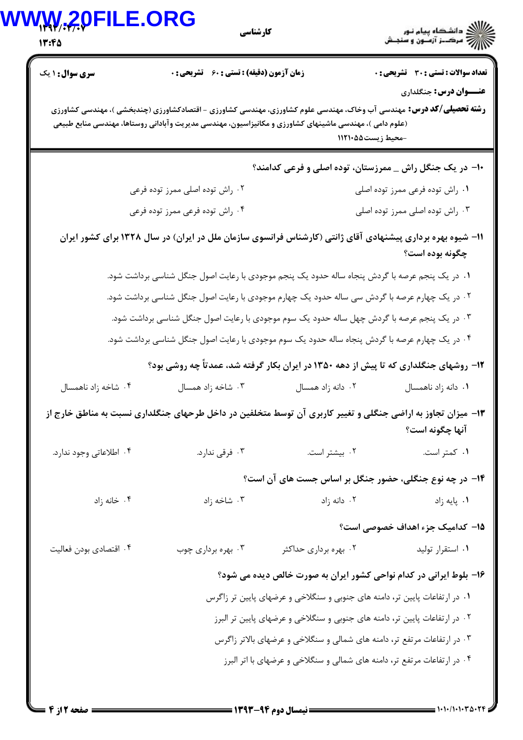**سری سوال:** ۱ یک

**زمان آزمون (دقیقه) : تستی :** ۶۰ **تشریحی :** ۰

**تعداد سوالات : تستی :** ۳۰ **تشریحی :** ۰

**عنـــوان درس:** جنگلداری

**رشته تحصیلی/کد درس:** مهندسی آب وخاک، مهندسی علوم کشاورزی، مهندسی کشاورزی - اقتصادکشاورزی (چندبخشی )، مهندسی کشاورزی (علوم دامی )، مهندسی ماشینهای کشاورزی و مکانیزاسیون، مهندسی مدیریت وآبادانی روستاها، مهندسی منابع طبیعی -محیط زیست۱۱۲۱۰۵۵

---

**۱۰- در یک جنگل راش \_ ممرزستان، توده اصلی و فرعی کدامند؟**

۱. راش توده فرعی ممرز توده اصلی

۲. راش توده اصلی ممرز توده فرعی

۳. راش توده اصلی ممرز توده اصلی

۴. راش توده فرعی ممرز توده فرعی

**۱۱- شیوه بهره برداری پیشنهادی آقای ژانتی (کارشناس فرانسوی سازمان ملل در ایران) در سال ۱۳۲۸ برای کشور ایران چگونه بوده است؟**

۱. در یک پنجم عرصه با گردش پنجاه ساله حدود یک پنجم موجودی با رعایت اصول جنگل شناسی برداشت شود.

۲. در یک چهارم عرصه با گردش سی ساله حدود یک چهارم موجودی با رعایت اصول جنگل شناسی برداشت شود.

۳. در یک پنجم عرصه با گردش چهل ساله حدود یک سوم موجودی با رعایت اصول جنگل شناسی برداشت شود.

۴. در یک چهارم عرصه با گردش پنجاه ساله حدود یک سوم موجودی با رعایت اصول جنگل شناسی برداشت شود.

**۱۲- روشهای جنگلداری که تا پیش از دهه ۱۳۵۰ در ایران بکار گرفته شد، عمدتاً چه روشی بود؟**

۱. دانه زاد ناهمسال

۲. دانه زاد همسال

۳. شاخه زاد همسال

۴. شاخه زاد ناهمسال

**۱۳- میزان تجاوز به اراضی جنگلی و تغییر کاربری آن توسط متخلفین در داخل طرحهای جنگلداری نسبت به مناطق خارج از آنها چگونه است؟**

۱. کمتر است.

۲. بیشتر است.

۳. فرقی ندارد.

۴. اطلاعاتی وجود ندارد.

**۱۴- در چه نوع جنگلی، حضور جنگل بر اساس جست های آن است؟**

۱. پایه زاد

۲. دانه زاد

۳. شاخه زاد

۴. خانه زاد

**۱۵- کدامیک جزء اهداف خصوصی است؟**

۱. استقرار تولید

۲. بهره برداری حداکثر

۳. بهره برداری چوب

۴. اقتصادی بودن فعالیت

**۱۶- بلوط ایرانی در کدام نواحی کشور ایران به صورت خالص دیده می شود؟**

۱. در ارتفاعات پایین تر، دامنه های جنوبی و سنگلاخی و عرضهای پایین تر زاگرس

۲. در ارتفاعات پایین تر، دامنه های جنوبی و سنگلاخی و عرضهای پایین تر البرز

۳. در ارتفاعات مرتفع تر، دامنه های شمالی و سنگلاخی و عرضهای بالاتر زاگرس

۴. در ارتفاعات مرتفع تر، دامنه های شمالی و سنگلاخی و عرضهای با اتر البرز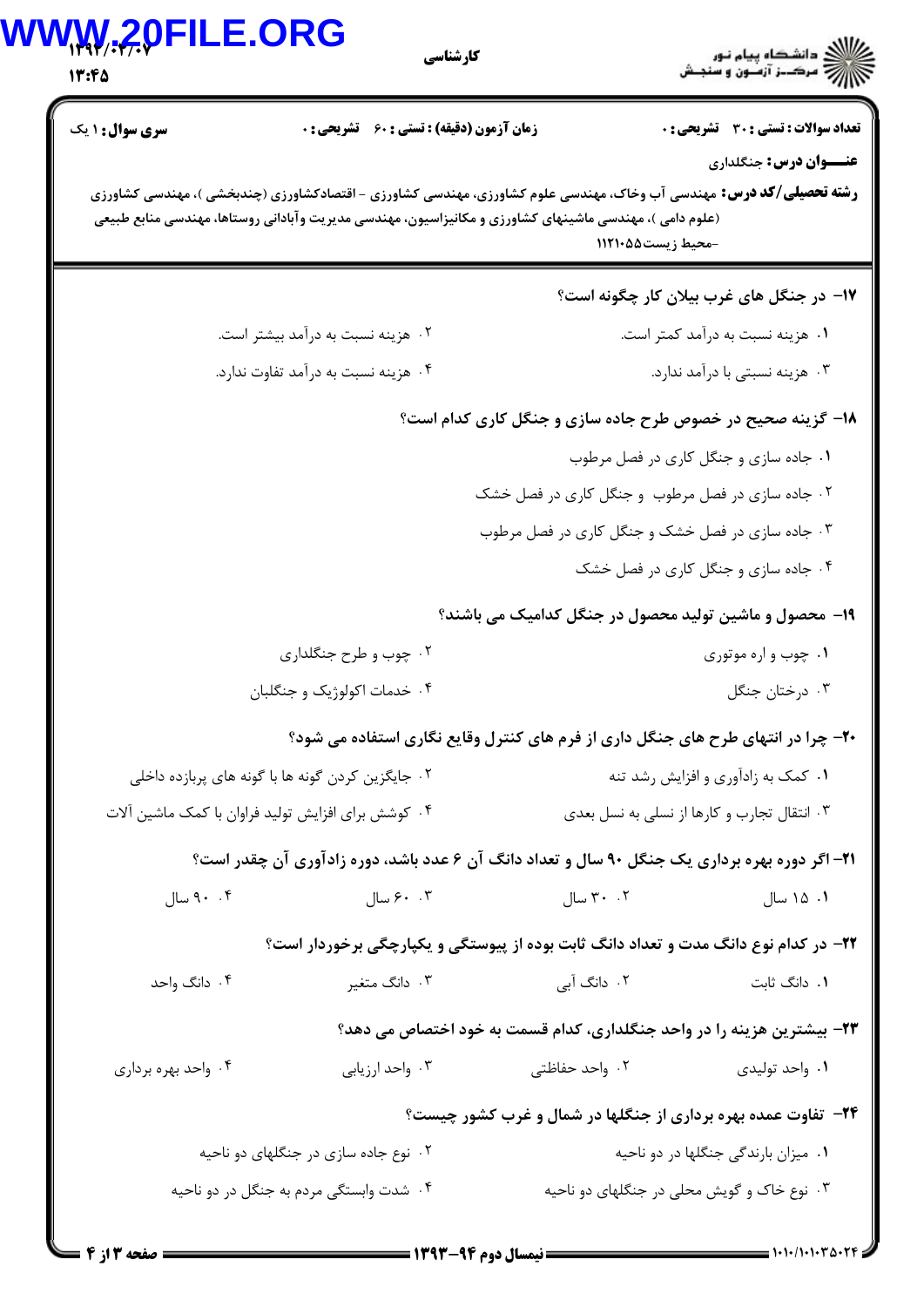**سری سوال:** ۱ یک | **زمان آزمون (دقیقه) : تستی :** ۶۰ **تشریحی :** ۰ | **تعداد سوالات : تستی :** ۳۰ **تشریحی :** ۰

**عنـــوان درس:** جنگلداری

**رشته تحصیلی/کد درس:** مهندسی آب وخاک، مهندسی علوم کشاورزی، مهندسی کشاورزی - اقتصادکشاورزی (چندبخشی )، مهندسی کشاورزی (علوم دامی )، مهندسی ماشینهای کشاورزی و مکانیزاسیون، مهندسی مدیریت وآبادانی روستاها، مهندسی منابع طبیعی -محیط زیست۱۱۲۱۰۵۵

---

**۱۷- در جنگل های غرب بیلان کار چگونه است؟**

۱. هزینه نسبت به درآمد کمتر است.

۲. هزینه نسبت به درآمد بیشتر است.

۳. هزینه نسبتی با درآمد ندارد.

۴. هزینه نسبت به درآمد تفاوت ندارد.

**۱۸- گزینه صحیح در خصوص طرح جاده سازی و جنگل کاری کدام است؟**

۱. جاده سازی و جنگل کاری در فصل مرطوب

۲. جاده سازی در فصل مرطوب و جنگل کاری در فصل خشک

۳. جاده سازی در فصل خشک و جنگل کاری در فصل مرطوب

۴. جاده سازی و جنگل کاری در فصل خشک

**۱۹- محصول و ماشین تولید محصول در جنگل کدامیک می باشند؟**

۱. چوب و اره موتوری

۲. چوب و طرح جنگلداری

۳. درختان جنگل

۴. خدمات اکولوژیک و جنگلبان

**۲۰- چرا در انتهای طرح های جنگل داری از فرم های کنترل وقایع نگاری استفاده می شود؟**

۱. کمک به زادآوری و افزایش رشد تنه

۲. جایگزین کردن گونه ها با گونه های پربازده داخلی

۳. انتقال تجارب و کارها از نسلی به نسل بعدی

۴. کوشش برای افزایش تولید فراوان با کمک ماشین آلات

**۲۱- اگر دوره بهره برداری یک جنگل ۹۰ سال و تعداد دانگ آن ۶ عدد باشد، دوره زادآوری آن چقدر است؟**

۱. ۱۵ سال

۲. ۳۰ سال

۳. ۶۰ سال

۴. ۹۰ سال

**۲۲- در کدام نوع دانگ مدت و تعداد دانگ ثابت بوده از پیوستگی و یکپارچگی برخوردار است؟**

۱. دانگ ثابت

۲. دانگ آبی

۳. دانگ متغیر

۴. دانگ واحد

**۲۳- بیشترین هزینه را در واحد جنگلداری، کدام قسمت به خود اختصاص می دهد؟**

۱. واحد تولیدی

۲. واحد حفاظتی

۳. واحد ارزیابی

۴. واحد بهره برداری

**۲۴- تفاوت عمده بهره برداری از جنگلها در شمال و غرب کشور چیست؟**

۱. میزان بارندگی جنگلها در دو ناحیه

۲. نوع جاده سازی در جنگلهای دو ناحیه

۳. نوع خاک و گویش محلی در جنگلهای دو ناحیه

۴. شدت وابستگی مردم به جنگل در دو ناحیه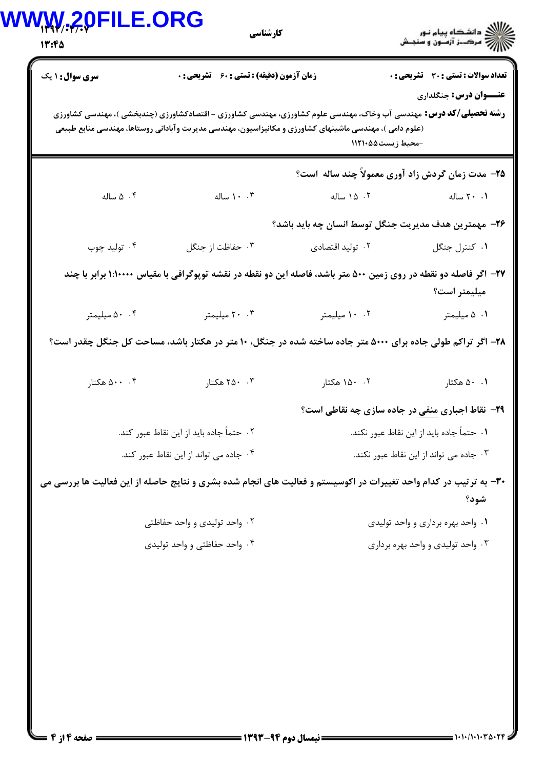**سری سوال:** ۱ یک | **زمان آزمون (دقیقه) : تستی :** ۶۰ **تشریحی :** ۰ | **تعداد سوالات : تستی :** ۳۰ **تشریحی :** ۰

**عنـــوان درس:** جنگلداری

**رشته تحصیلی/کد درس:** مهندسی آب وخاک، مهندسی علوم کشاورزی، مهندسی کشاورزی - اقتصادکشاورزی (چندبخشی )، مهندسی کشاورزی (علوم دامی )، مهندسی ماشینهای کشاورزی و مکانیزاسیون، مهندسی مدیریت وآبادانی روستاها، مهندسی منابع طبیعی -محیط زیست۱۱۲۱۰۵۵

---

**۲۵- مدت زمان گردش زاد آوری معمولاً چند ساله است؟**

۱. ۲۰ ساله
۲. ۱۵ ساله
۳. ۱۰ ساله
۴. ۵ ساله

**۲۶- مهمترین هدف مدیریت جنگل توسط انسان چه باید باشد؟**

۱. کنترل جنگل
۲. تولید اقتصادی
۳. حفاظت از جنگل
۴. تولید چوب

**۲۷- اگر فاصله دو نقطه در روی زمین ۵۰۰ متر باشد، فاصله این دو نقطه در نقشه توپوگرافی با مقیاس ۱:۱۰۰۰۰ برابر با چند میلیمتر است؟**

۱. ۵ میلیمتر
۲. ۱۰ میلیمتر
۳. ۲۰ میلیمتر
۴. ۵۰ میلیمتر

**۲۸- اگر تراکم طولی جاده برای ۵۰۰۰ متر جاده ساخته شده در جنگل، ۱۰ متر در هکتار باشد، مساحت کل جنگل چقدر است؟**

۱. ۵۰ هکتار
۲. ۱۵۰ هکتار
۳. ۲۵۰ هکتار
۴. ۵۰۰ هکتار

**۲۹- نقاط اجباری منفی در جاده سازی چه نقاطی است؟**

۱. حتماً جاده باید از این نقاط عبور نکند.
۲. حتماً جاده باید از این نقاط عبور کند.
۳. جاده می تواند از این نقاط عبور نکند.
۴. جاده می تواند از این نقاط عبور کند.

**۳۰- به ترتیب در کدام واحد تغییرات در اکوسیستم و فعالیت های انجام شده بشری و نتایج حاصله از این فعالیت ها بررسی می شود؟**

۱. واحد بهره برداری و واحد تولیدی
۲. واحد تولیدی و واحد حفاظتی
۳. واحد تولیدی و واحد بهره برداری
۴. واحد حفاظتی و واحد تولیدی